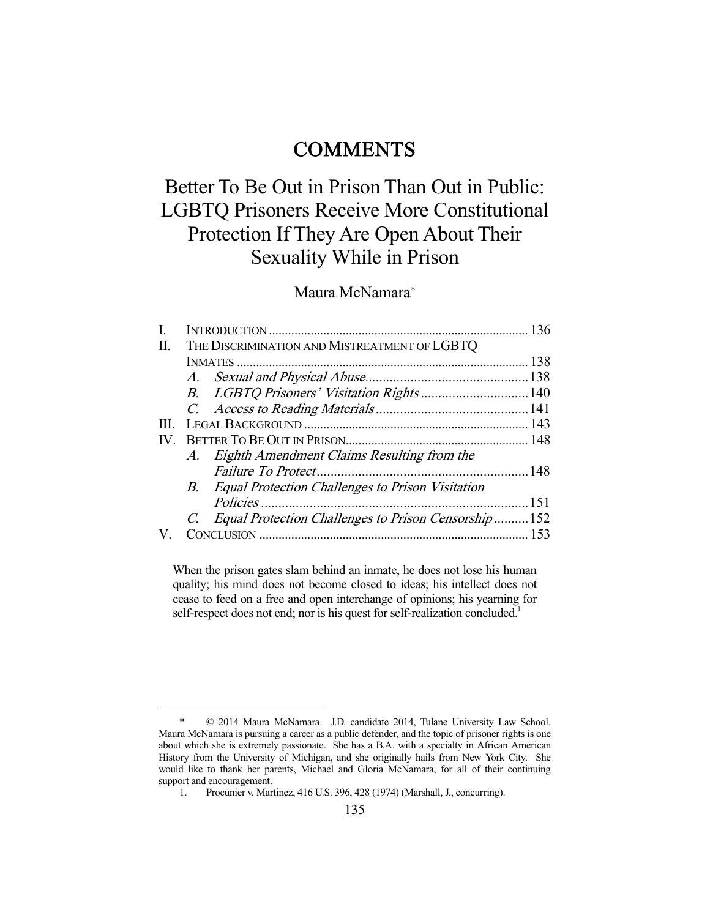# COMMENTS

# Better To Be Out in Prison Than Out in Public: LGBTQ Prisoners Receive More Constitutional Protection If They Are Open About Their Sexuality While in Prison

Maura McNamara*

| | | |
|---|---|---|
| I. | INTRODUCTION | 136 |
| II. | THE DISCRIMINATION AND MISTREATMENT OF LGBTQ INMATES | 138 |
| | *A. Sexual and Physical Abuse* | 138 |
| | *B. LGBTQ Prisoners' Visitation Rights* | 140 |
| | *C. Access to Reading Materials* | 141 |
| III. | LEGAL BACKGROUND | 143 |
| IV. | BETTER TO BE OUT IN PRISON | 148 |
| | *A. Eighth Amendment Claims Resulting from the Failure To Protect* | 148 |
| | *B. Equal Protection Challenges to Prison Visitation Policies* | 151 |
| | *C. Equal Protection Challenges to Prison Censorship* | 152 |
| V. | CONCLUSION | 153 |

> When the prison gates slam behind an inmate, he does not lose his human quality; his mind does not become closed to ideas; his intellect does not cease to feed on a free and open interchange of opinions; his yearning for self-respect does not end; nor is his quest for self-realization concluded.[1]

---

\* © 2014 Maura McNamara. J.D. candidate 2014, Tulane University Law School. Maura McNamara is pursuing a career as a public defender, and the topic of prisoner rights is one about which she is extremely passionate. She has a B.A. with a specialty in African American History from the University of Michigan, and she originally hails from New York City. She would like to thank her parents, Michael and Gloria McNamara, for all of their continuing support and encouragement.

1. Procunier v. Martinez, 416 U.S. 396, 428 (1974) (Marshall, J., concurring).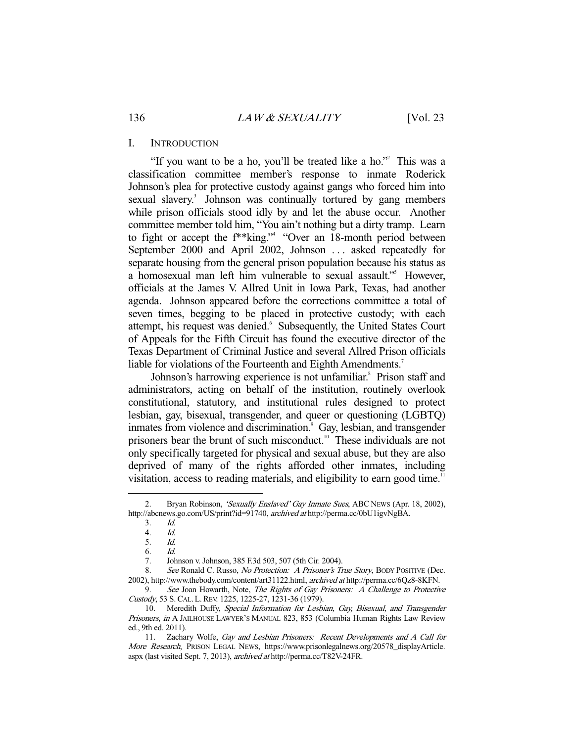## I. INTRODUCTION

"If you want to be a ho, you'll be treated like a ho."[2] This was a classification committee member's response to inmate Roderick Johnson's plea for protective custody against gangs who forced him into sexual slavery.[3] Johnson was continually tortured by gang members while prison officials stood idly by and let the abuse occur. Another committee member told him, "You ain't nothing but a dirty tramp. Learn to fight or accept the f**king."[4] "Over an 18-month period between September 2000 and April 2002, Johnson . . . asked repeatedly for separate housing from the general prison population because his status as a homosexual man left him vulnerable to sexual assault."[5] However, officials at the James V. Allred Unit in Iowa Park, Texas, had another agenda. Johnson appeared before the corrections committee a total of seven times, begging to be placed in protective custody; with each attempt, his request was denied.[6] Subsequently, the United States Court of Appeals for the Fifth Circuit has found the executive director of the Texas Department of Criminal Justice and several Allred Prison officials liable for violations of the Fourteenth and Eighth Amendments.[7]

Johnson's harrowing experience is not unfamiliar.[8] Prison staff and administrators, acting on behalf of the institution, routinely overlook constitutional, statutory, and institutional rules designed to protect lesbian, gay, bisexual, transgender, and queer or questioning (LGBTQ) inmates from violence and discrimination.[9] Gay, lesbian, and transgender prisoners bear the brunt of such misconduct.[10] These individuals are not only specifically targeted for physical and sexual abuse, but they are also deprived of many of the rights afforded other inmates, including visitation, access to reading materials, and eligibility to earn good time.[11]

---

2. Bryan Robinson, *'Sexually Enslaved' Gay Inmate Sues*, ABC NEWS (Apr. 18, 2002), http://abcnews.go.com/US/print?id=91740, *archived at* http://perma.cc/0bU1igvNgBA.

3. *Id.*

4. *Id.*

5. *Id.*

6. *Id.*

7. Johnson v. Johnson, 385 F.3d 503, 507 (5th Cir. 2004).

8. *See* Ronald C. Russo, *No Protection: A Prisoner's True Story*, BODY POSITIVE (Dec. 2002), http://www.thebody.com/content/art31122.html, *archived at* http://perma.cc/6Qz8-8KFN.

9. *See* Joan Howarth, Note, *The Rights of Gay Prisoners: A Challenge to Protective Custody*, 53 S. CAL. L. REV. 1225, 1225-27, 1231-36 (1979).

10. Meredith Duffy, *Special Information for Lesbian, Gay, Bisexual, and Transgender Prisoners*, *in* A JAILHOUSE LAWYER'S MANUAL 823, 853 (Columbia Human Rights Law Review ed., 9th ed. 2011).

11. Zachary Wolfe, *Gay and Lesbian Prisoners: Recent Developments and A Call for More Research*, PRISON LEGAL NEWS, https://www.prisonlegalnews.org/20578_displayArticle.aspx (last visited Sept. 7, 2013), *archived at* http://perma.cc/T82V-24FR.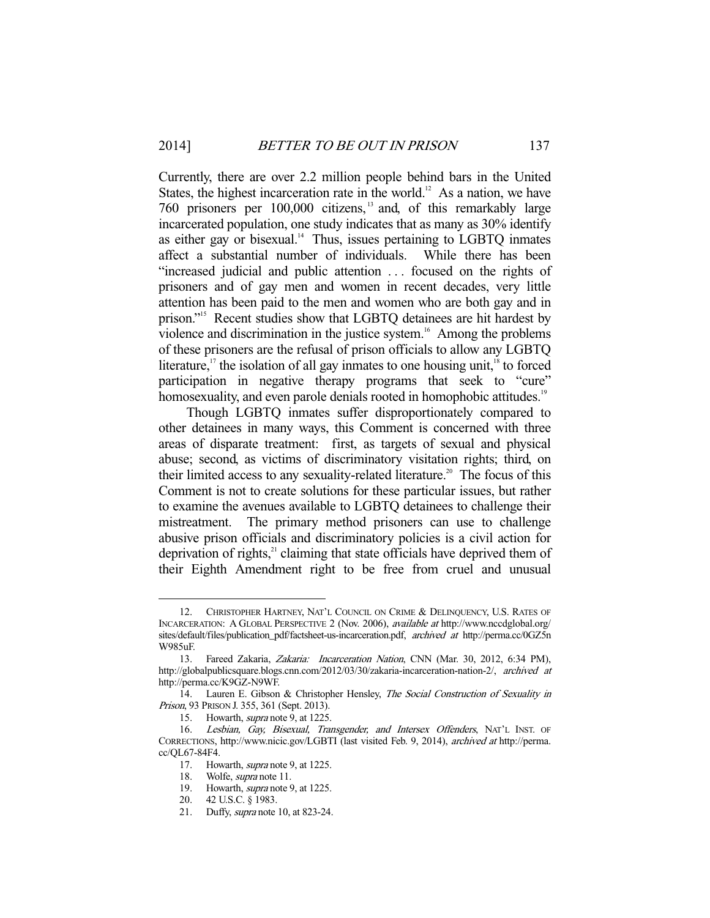Currently, there are over 2.2 million people behind bars in the United States, the highest incarceration rate in the world.[12] As a nation, we have 760 prisoners per 100,000 citizens,[13] and, of this remarkably large incarcerated population, one study indicates that as many as 30% identify as either gay or bisexual.[14] Thus, issues pertaining to LGBTQ inmates affect a substantial number of individuals. While there has been "increased judicial and public attention . . . focused on the rights of prisoners and of gay men and women in recent decades, very little attention has been paid to the men and women who are both gay and in prison."[15] Recent studies show that LGBTQ detainees are hit hardest by violence and discrimination in the justice system.[16] Among the problems of these prisoners are the refusal of prison officials to allow any LGBTQ literature,[17] the isolation of all gay inmates to one housing unit,[18] to forced participation in negative therapy programs that seek to "cure" homosexuality, and even parole denials rooted in homophobic attitudes.[19]

Though LGBTQ inmates suffer disproportionately compared to other detainees in many ways, this Comment is concerned with three areas of disparate treatment: first, as targets of sexual and physical abuse; second, as victims of discriminatory visitation rights; third, on their limited access to any sexuality-related literature.[20] The focus of this Comment is not to create solutions for these particular issues, but rather to examine the avenues available to LGBTQ detainees to challenge their mistreatment. The primary method prisoners can use to challenge abusive prison officials and discriminatory policies is a civil action for deprivation of rights,[21] claiming that state officials have deprived them of their Eighth Amendment right to be free from cruel and unusual

---

12. CHRISTOPHER HARTNEY, NAT'L COUNCIL ON CRIME & DELINQUENCY, U.S. RATES OF INCARCERATION: A GLOBAL PERSPECTIVE 2 (Nov. 2006), *available at* http://www.nccdglobal.org/sites/default/files/publication_pdf/factsheet-us-incarceration.pdf, *archived at* http://perma.cc/0GZ5nW985uF.

13. Fareed Zakaria, *Zakaria: Incarceration Nation*, CNN (Mar. 30, 2012, 6:34 PM), http://globalpublicsquare.blogs.cnn.com/2012/03/30/zakaria-incarceration-nation-2/, *archived at* http://perma.cc/K9GZ-N9WF.

14. Lauren E. Gibson & Christopher Hensley, *The Social Construction of Sexuality in Prison*, 93 PRISON J. 355, 361 (Sept. 2013).

15. Howarth, *supra* note 9, at 1225.

16. *Lesbian, Gay, Bisexual, Transgender, and Intersex Offenders*, NAT'L INST. OF CORRECTIONS, http://www.nicic.gov/LGBTI (last visited Feb. 9, 2014), *archived at* http://perma.cc/QL67-84F4.

17. Howarth, *supra* note 9, at 1225.

18. Wolfe, *supra* note 11.

19. Howarth, *supra* note 9, at 1225.

20. 42 U.S.C. § 1983.

21. Duffy, *supra* note 10, at 823-24.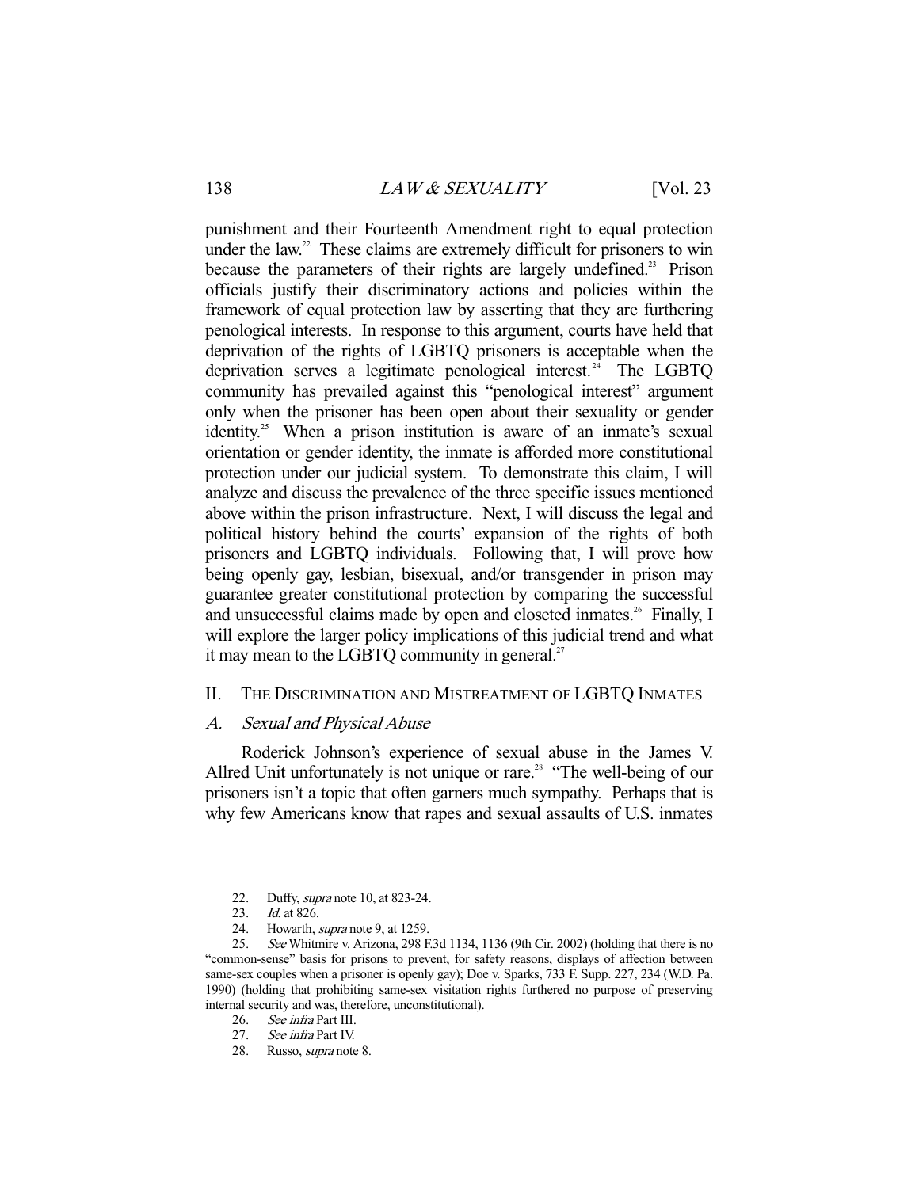punishment and their Fourteenth Amendment right to equal protection under the law.[22] These claims are extremely difficult for prisoners to win because the parameters of their rights are largely undefined.[23] Prison officials justify their discriminatory actions and policies within the framework of equal protection law by asserting that they are furthering penological interests. In response to this argument, courts have held that deprivation of the rights of LGBTQ prisoners is acceptable when the deprivation serves a legitimate penological interest.[24] The LGBTQ community has prevailed against this "penological interest" argument only when the prisoner has been open about their sexuality or gender identity.[25] When a prison institution is aware of an inmate's sexual orientation or gender identity, the inmate is afforded more constitutional protection under our judicial system. To demonstrate this claim, I will analyze and discuss the prevalence of the three specific issues mentioned above within the prison infrastructure. Next, I will discuss the legal and political history behind the courts' expansion of the rights of both prisoners and LGBTQ individuals. Following that, I will prove how being openly gay, lesbian, bisexual, and/or transgender in prison may guarantee greater constitutional protection by comparing the successful and unsuccessful claims made by open and closeted inmates.[26] Finally, I will explore the larger policy implications of this judicial trend and what it may mean to the LGBTQ community in general.[27]

## II. The Discrimination and Mistreatment of LGBTQ Inmates

### A. *Sexual and Physical Abuse*

Roderick Johnson's experience of sexual abuse in the James V. Allred Unit unfortunately is not unique or rare.[28] "The well-being of our prisoners isn't a topic that often garners much sympathy. Perhaps that is why few Americans know that rapes and sexual assaults of U.S. inmates

---

22. Duffy, *supra* note 10, at 823-24.

23. *Id.* at 826.

24. Howarth, *supra* note 9, at 1259.

25. *See* Whitmire v. Arizona, 298 F.3d 1134, 1136 (9th Cir. 2002) (holding that there is no "common-sense" basis for prisons to prevent, for safety reasons, displays of affection between same-sex couples when a prisoner is openly gay); Doe v. Sparks, 733 F. Supp. 227, 234 (W.D. Pa. 1990) (holding that prohibiting same-sex visitation rights furthered no purpose of preserving internal security and was, therefore, unconstitutional).

26. *See infra* Part III.

27. *See infra* Part IV.

28. Russo, *supra* note 8.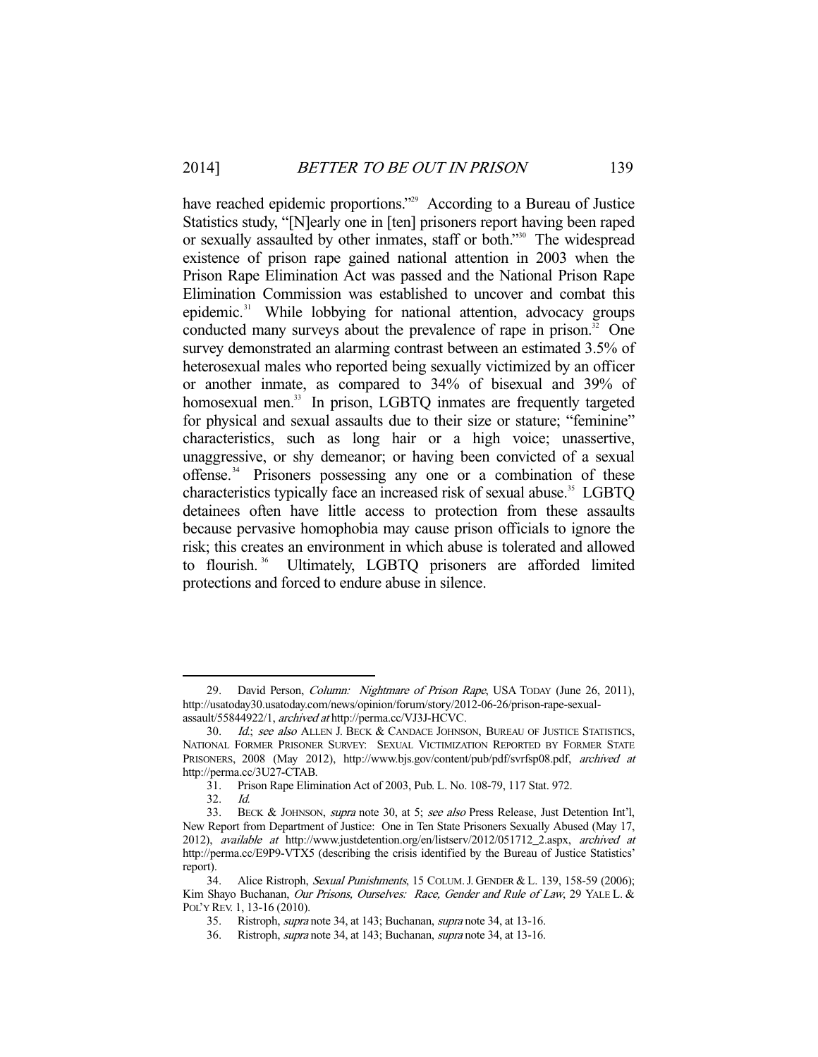have reached epidemic proportions."[29] According to a Bureau of Justice Statistics study, "[N]early one in [ten] prisoners report having been raped or sexually assaulted by other inmates, staff or both."[30] The widespread existence of prison rape gained national attention in 2003 when the Prison Rape Elimination Act was passed and the National Prison Rape Elimination Commission was established to uncover and combat this epidemic.[31] While lobbying for national attention, advocacy groups conducted many surveys about the prevalence of rape in prison.[32] One survey demonstrated an alarming contrast between an estimated 3.5% of heterosexual males who reported being sexually victimized by an officer or another inmate, as compared to 34% of bisexual and 39% of homosexual men.[33] In prison, LGBTQ inmates are frequently targeted for physical and sexual assaults due to their size or stature; "feminine" characteristics, such as long hair or a high voice; unassertive, unaggressive, or shy demeanor; or having been convicted of a sexual offense.[34] Prisoners possessing any one or a combination of these characteristics typically face an increased risk of sexual abuse.[35] LGBTQ detainees often have little access to protection from these assaults because pervasive homophobia may cause prison officials to ignore the risk; this creates an environment in which abuse is tolerated and allowed to flourish.[36] Ultimately, LGBTQ prisoners are afforded limited protections and forced to endure abuse in silence.

---

29. David Person, *Column: Nightmare of Prison Rape*, USA TODAY (June 26, 2011), http://usatoday30.usatoday.com/news/opinion/forum/story/2012-06-26/prison-rape-sexual-assault/55844922/1, *archived at* http://perma.cc/VJ3J-HCVC.

30. *Id.*; *see also* ALLEN J. BECK & CANDACE JOHNSON, BUREAU OF JUSTICE STATISTICS, NATIONAL FORMER PRISONER SURVEY: SEXUAL VICTIMIZATION REPORTED BY FORMER STATE PRISONERS, 2008 (May 2012), http://www.bjs.gov/content/pub/pdf/svrfsp08.pdf, *archived at* http://perma.cc/3U27-CTAB.

31. Prison Rape Elimination Act of 2003, Pub. L. No. 108-79, 117 Stat. 972.

32. *Id.*

33. BECK & JOHNSON, *supra* note 30, at 5; *see also* Press Release, Just Detention Int'l, New Report from Department of Justice: One in Ten State Prisoners Sexually Abused (May 17, 2012), *available at* http://www.justdetention.org/en/listserv/2012/051712_2.aspx, *archived at* http://perma.cc/E9P9-VTX5 (describing the crisis identified by the Bureau of Justice Statistics' report).

34. Alice Ristroph, *Sexual Punishments*, 15 COLUM. J. GENDER & L. 139, 158-59 (2006); Kim Shayo Buchanan, *Our Prisons, Ourselves: Race, Gender and Rule of Law*, 29 YALE L. & POL'Y REV. 1, 13-16 (2010).

35. Ristroph, *supra* note 34, at 143; Buchanan, *supra* note 34, at 13-16.

36. Ristroph, *supra* note 34, at 143; Buchanan, *supra* note 34, at 13-16.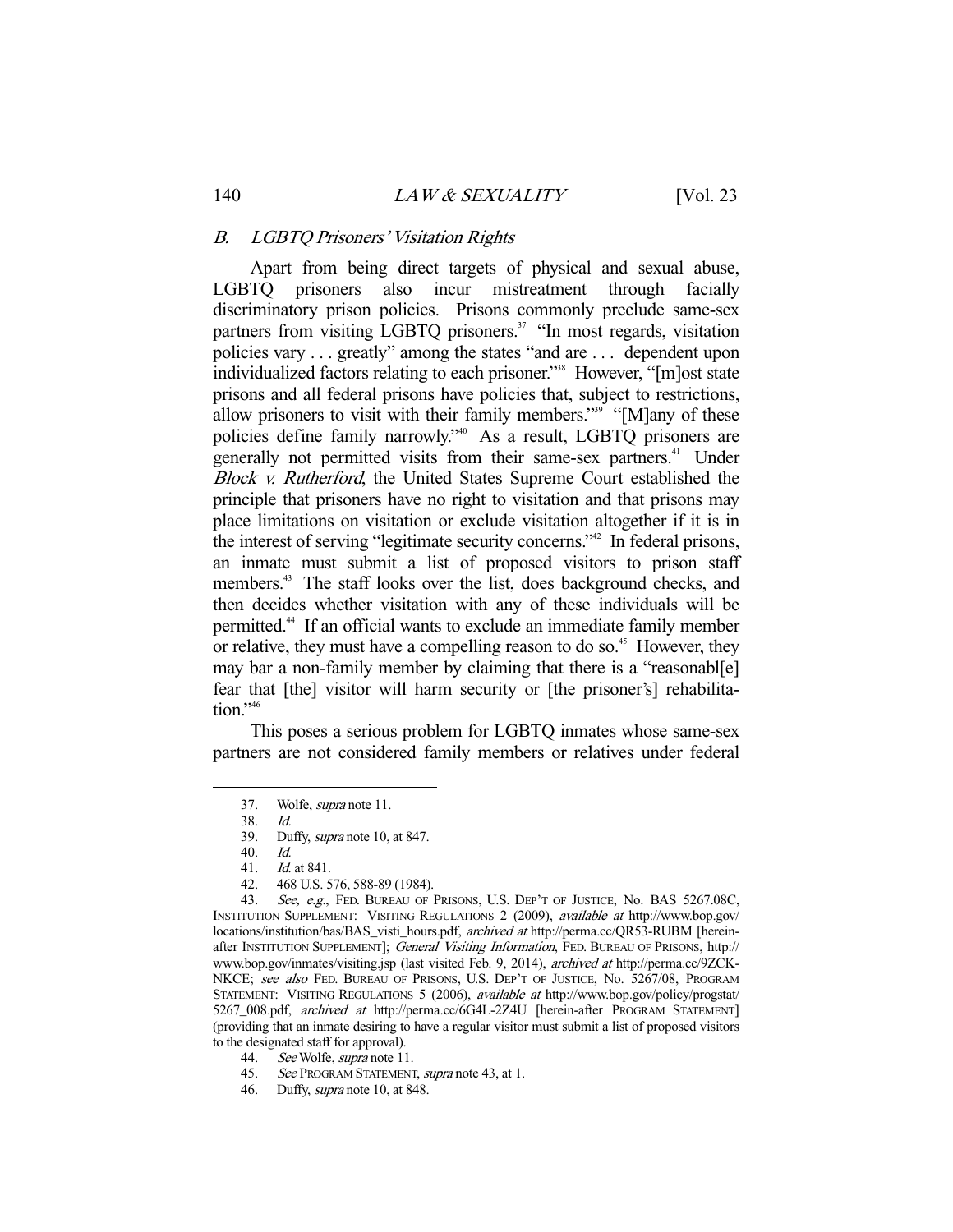### *B. LGBTQ Prisoners' Visitation Rights*

Apart from being direct targets of physical and sexual abuse, LGBTQ prisoners also incur mistreatment through facially discriminatory prison policies. Prisons commonly preclude same-sex partners from visiting LGBTQ prisoners.[37] "In most regards, visitation policies vary . . . greatly" among the states "and are . . . dependent upon individualized factors relating to each prisoner."[38] However, "[m]ost state prisons and all federal prisons have policies that, subject to restrictions, allow prisoners to visit with their family members."[39] "[M]any of these policies define family narrowly."[40] As a result, LGBTQ prisoners are generally not permitted visits from their same-sex partners.[41] Under *Block v. Rutherford*, the United States Supreme Court established the principle that prisoners have no right to visitation and that prisons may place limitations on visitation or exclude visitation altogether if it is in the interest of serving "legitimate security concerns."[42] In federal prisons, an inmate must submit a list of proposed visitors to prison staff members.[43] The staff looks over the list, does background checks, and then decides whether visitation with any of these individuals will be permitted.[44] If an official wants to exclude an immediate family member or relative, they must have a compelling reason to do so.[45] However, they may bar a non-family member by claiming that there is a "reasonabl[e] fear that [the] visitor will harm security or [the prisoner's] rehabilitation."[46]

This poses a serious problem for LGBTQ inmates whose same-sex partners are not considered family members or relatives under federal

---

37. Wolfe, *supra* note 11.

38. *Id.*

39. Duffy, *supra* note 10, at 847.

40. *Id.*

41. *Id.* at 841.

42. 468 U.S. 576, 588-89 (1984).

43. *See, e.g.*, FED. BUREAU OF PRISONS, U.S. DEP'T OF JUSTICE, No. BAS 5267.08C, INSTITUTION SUPPLEMENT: VISITING REGULATIONS 2 (2009), *available at* http://www.bop.gov/locations/institution/bas/BAS_visti_hours.pdf, *archived at* http://perma.cc/QR53-RUBM [hereinafter INSTITUTION SUPPLEMENT]; *General Visiting Information*, FED. BUREAU OF PRISONS, http://www.bop.gov/inmates/visiting.jsp (last visited Feb. 9, 2014), *archived at* http://perma.cc/9ZCK-NKCE; *see also* FED. BUREAU OF PRISONS, U.S. DEP'T OF JUSTICE, No. 5267/08, PROGRAM STATEMENT: VISITING REGULATIONS 5 (2006), *available at* http://www.bop.gov/policy/progstat/5267_008.pdf, *archived at* http://perma.cc/6G4L-2Z4U [herein-after PROGRAM STATEMENT] (providing that an inmate desiring to have a regular visitor must submit a list of proposed visitors to the designated staff for approval).

44. *See* Wolfe, *supra* note 11.

45. *See* PROGRAM STATEMENT, *supra* note 43, at 1.

46. Duffy, *supra* note 10, at 848.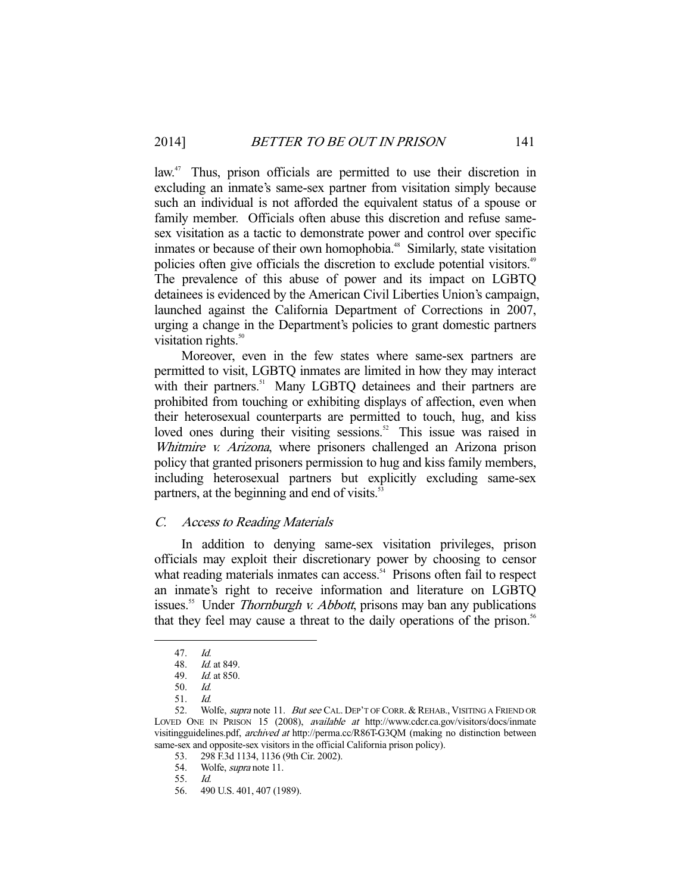law.[47] Thus, prison officials are permitted to use their discretion in excluding an inmate's same-sex partner from visitation simply because such an individual is not afforded the equivalent status of a spouse or family member. Officials often abuse this discretion and refuse same-sex visitation as a tactic to demonstrate power and control over specific inmates or because of their own homophobia.[48] Similarly, state visitation policies often give officials the discretion to exclude potential visitors.[49] The prevalence of this abuse of power and its impact on LGBTQ detainees is evidenced by the American Civil Liberties Union's campaign, launched against the California Department of Corrections in 2007, urging a change in the Department's policies to grant domestic partners visitation rights.[50]

Moreover, even in the few states where same-sex partners are permitted to visit, LGBTQ inmates are limited in how they may interact with their partners.[51] Many LGBTQ detainees and their partners are prohibited from touching or exhibiting displays of affection, even when their heterosexual counterparts are permitted to touch, hug, and kiss loved ones during their visiting sessions.[52] This issue was raised in *Whitmire v. Arizona*, where prisoners challenged an Arizona prison policy that granted prisoners permission to hug and kiss family members, including heterosexual partners but explicitly excluding same-sex partners, at the beginning and end of visits.[53]

### *C. Access to Reading Materials*

In addition to denying same-sex visitation privileges, prison officials may exploit their discretionary power by choosing to censor what reading materials inmates can access.[54] Prisons often fail to respect an inmate's right to receive information and literature on LGBTQ issues.[55] Under *Thornburgh v. Abbott*, prisons may ban any publications that they feel may cause a threat to the daily operations of the prison.[56]

---

47. *Id.*

48. *Id.* at 849.

49. *Id.* at 850.

50. *Id.*

51. *Id.*

52. Wolfe, *supra* note 11. *But see* CAL. DEP'T OF CORR. & REHAB., VISITING A FRIEND OR LOVED ONE IN PRISON 15 (2008), *available at* http://www.cdcr.ca.gov/visitors/docs/inmatevisitingguidelines.pdf, *archived at* http://perma.cc/R86T-G3QM (making no distinction between same-sex and opposite-sex visitors in the official California prison policy).

53. 298 F.3d 1134, 1136 (9th Cir. 2002).

54. Wolfe, *supra* note 11.

55. *Id.*

56. 490 U.S. 401, 407 (1989).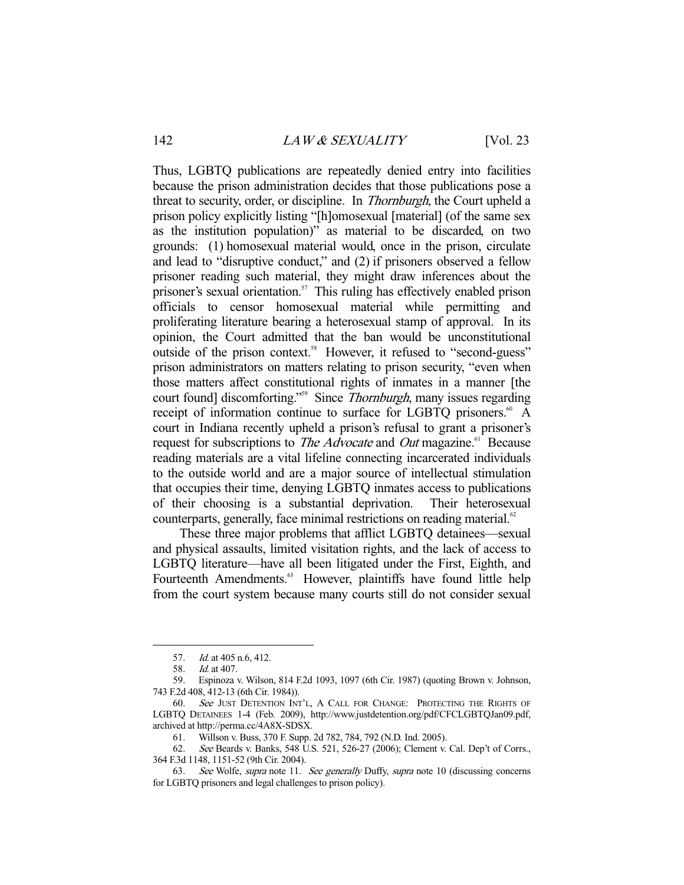Thus, LGBTQ publications are repeatedly denied entry into facilities because the prison administration decides that those publications pose a threat to security, order, or discipline. In *Thornburgh*, the Court upheld a prison policy explicitly listing "[h]omosexual [material] (of the same sex as the institution population)" as material to be discarded, on two grounds: (1) homosexual material would, once in the prison, circulate and lead to "disruptive conduct," and (2) if prisoners observed a fellow prisoner reading such material, they might draw inferences about the prisoner's sexual orientation.[57] This ruling has effectively enabled prison officials to censor homosexual material while permitting and proliferating literature bearing a heterosexual stamp of approval. In its opinion, the Court admitted that the ban would be unconstitutional outside of the prison context.[58] However, it refused to "second-guess" prison administrators on matters relating to prison security, "even when those matters affect constitutional rights of inmates in a manner [the court found] discomforting."[59] Since *Thornburgh*, many issues regarding receipt of information continue to surface for LGBTQ prisoners.[60] A court in Indiana recently upheld a prison's refusal to grant a prisoner's request for subscriptions to *The Advocate* and *Out* magazine.[61] Because reading materials are a vital lifeline connecting incarcerated individuals to the outside world and are a major source of intellectual stimulation that occupies their time, denying LGBTQ inmates access to publications of their choosing is a substantial deprivation. Their heterosexual counterparts, generally, face minimal restrictions on reading material.[62]

These three major problems that afflict LGBTQ detainees—sexual and physical assaults, limited visitation rights, and the lack of access to LGBTQ literature—have all been litigated under the First, Eighth, and Fourteenth Amendments.[63] However, plaintiffs have found little help from the court system because many courts still do not consider sexual

---

57. *Id.* at 405 n.6, 412.

58. *Id.* at 407.

59. Espinoza v. Wilson, 814 F.2d 1093, 1097 (6th Cir. 1987) (quoting Brown v. Johnson, 743 F.2d 408, 412-13 (6th Cir. 1984)).

60. *See* JUST DETENTION INT'L, A CALL FOR CHANGE: PROTECTING THE RIGHTS OF LGBTQ DETAINEES 1-4 (Feb. 2009), http://www.justdetention.org/pdf/CFCLGBTQJan09.pdf, archived at http://perma.cc/4A8X-SDSX.

61. Willson v. Buss, 370 F. Supp. 2d 782, 784, 792 (N.D. Ind. 2005).

62. *See* Beards v. Banks, 548 U.S. 521, 526-27 (2006); Clement v. Cal. Dep't of Corrs., 364 F.3d 1148, 1151-52 (9th Cir. 2004).

63. *See* Wolfe, *supra* note 11. *See generally* Duffy, *supra* note 10 (discussing concerns for LGBTQ prisoners and legal challenges to prison policy).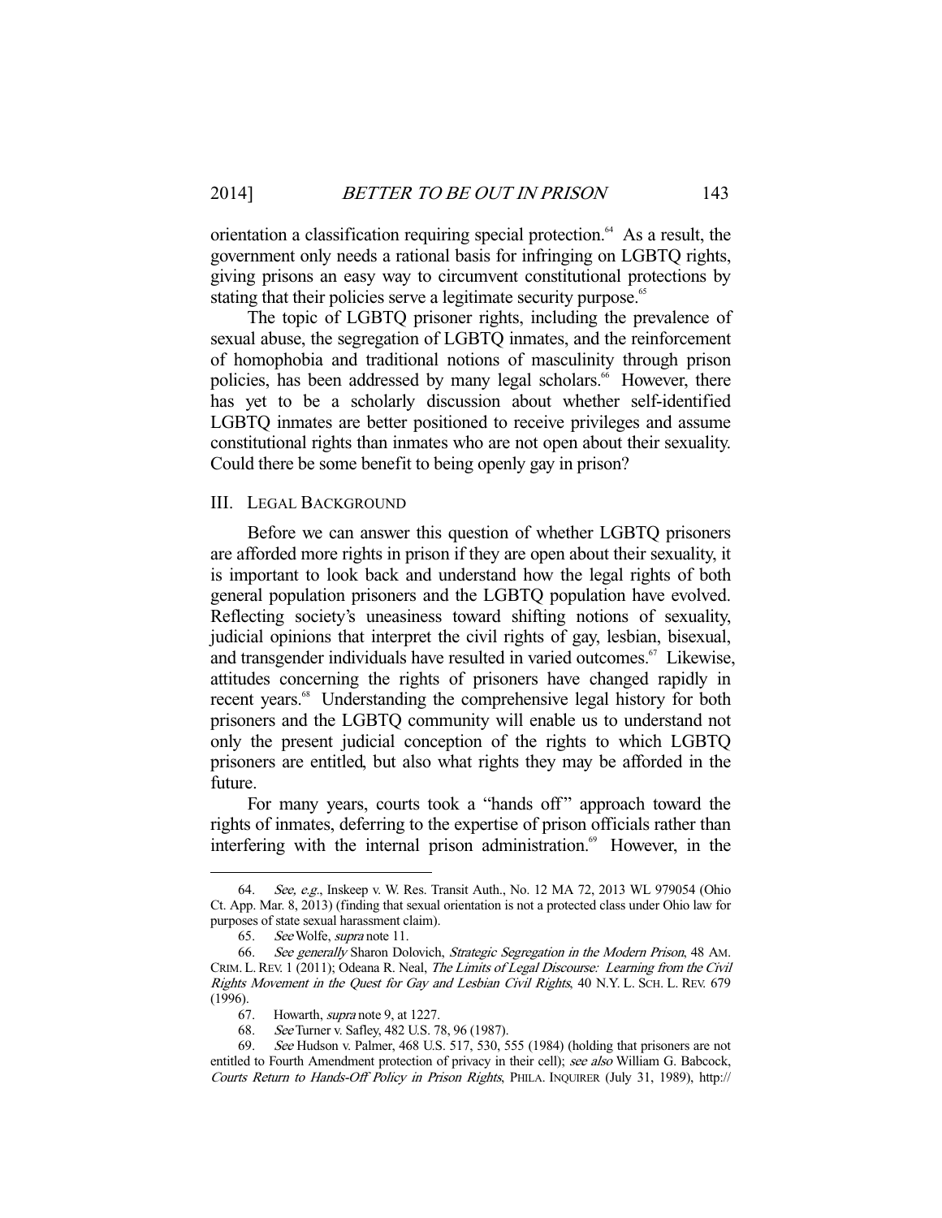orientation a classification requiring special protection.[64] As a result, the government only needs a rational basis for infringing on LGBTQ rights, giving prisons an easy way to circumvent constitutional protections by stating that their policies serve a legitimate security purpose.[65]

The topic of LGBTQ prisoner rights, including the prevalence of sexual abuse, the segregation of LGBTQ inmates, and the reinforcement of homophobia and traditional notions of masculinity through prison policies, has been addressed by many legal scholars.[66] However, there has yet to be a scholarly discussion about whether self-identified LGBTQ inmates are better positioned to receive privileges and assume constitutional rights than inmates who are not open about their sexuality. Could there be some benefit to being openly gay in prison?

## III. LEGAL BACKGROUND

Before we can answer this question of whether LGBTQ prisoners are afforded more rights in prison if they are open about their sexuality, it is important to look back and understand how the legal rights of both general population prisoners and the LGBTQ population have evolved. Reflecting society's uneasiness toward shifting notions of sexuality, judicial opinions that interpret the civil rights of gay, lesbian, bisexual, and transgender individuals have resulted in varied outcomes.[67] Likewise, attitudes concerning the rights of prisoners have changed rapidly in recent years.[68] Understanding the comprehensive legal history for both prisoners and the LGBTQ community will enable us to understand not only the present judicial conception of the rights to which LGBTQ prisoners are entitled, but also what rights they may be afforded in the future.

For many years, courts took a "hands off" approach toward the rights of inmates, deferring to the expertise of prison officials rather than interfering with the internal prison administration.[69] However, in the

---

64. *See, e.g.*, Inskeep v. W. Res. Transit Auth., No. 12 MA 72, 2013 WL 979054 (Ohio Ct. App. Mar. 8, 2013) (finding that sexual orientation is not a protected class under Ohio law for purposes of state sexual harassment claim).

65. *See* Wolfe, *supra* note 11.

66. *See generally* Sharon Dolovich, *Strategic Segregation in the Modern Prison*, 48 AM. CRIM. L. REV. 1 (2011); Odeana R. Neal, *The Limits of Legal Discourse: Learning from the Civil Rights Movement in the Quest for Gay and Lesbian Civil Rights*, 40 N.Y. L. SCH. L. REV. 679 (1996).

67. Howarth, *supra* note 9, at 1227.

68. *See* Turner v. Safley, 482 U.S. 78, 96 (1987).

69. *See* Hudson v. Palmer, 468 U.S. 517, 530, 555 (1984) (holding that prisoners are not entitled to Fourth Amendment protection of privacy in their cell); *see also* William G. Babcock, *Courts Return to Hands-Off Policy in Prison Rights*, PHILA. INQUIRER (July 31, 1989), http://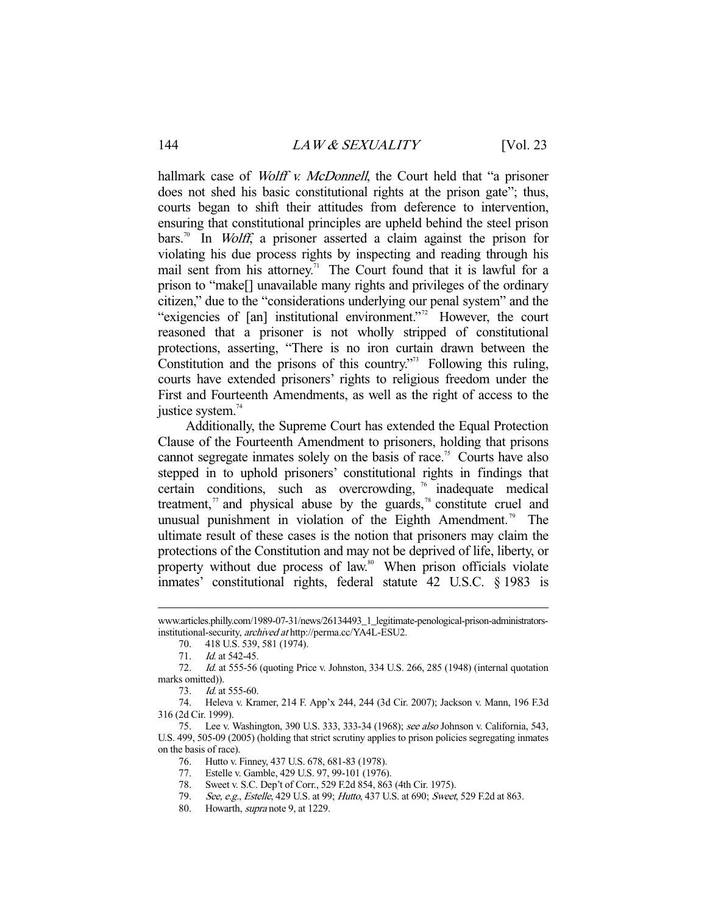hallmark case of *Wolff v. McDonnell*, the Court held that "a prisoner does not shed his basic constitutional rights at the prison gate"; thus, courts began to shift their attitudes from deference to intervention, ensuring that constitutional principles are upheld behind the steel prison bars.[70] In *Wolff*, a prisoner asserted a claim against the prison for violating his due process rights by inspecting and reading through his mail sent from his attorney.[71] The Court found that it is lawful for a prison to "make[] unavailable many rights and privileges of the ordinary citizen," due to the "considerations underlying our penal system" and the "exigencies of [an] institutional environment."[72] However, the court reasoned that a prisoner is not wholly stripped of constitutional protections, asserting, "There is no iron curtain drawn between the Constitution and the prisons of this country."[73] Following this ruling, courts have extended prisoners' rights to religious freedom under the First and Fourteenth Amendments, as well as the right of access to the justice system.[74]

Additionally, the Supreme Court has extended the Equal Protection Clause of the Fourteenth Amendment to prisoners, holding that prisons cannot segregate inmates solely on the basis of race.[75] Courts have also stepped in to uphold prisoners' constitutional rights in findings that certain conditions, such as overcrowding,[76] inadequate medical treatment,[77] and physical abuse by the guards,[78] constitute cruel and unusual punishment in violation of the Eighth Amendment.[79] The ultimate result of these cases is the notion that prisoners may claim the protections of the Constitution and may not be deprived of life, liberty, or property without due process of law.[80] When prison officials violate inmates' constitutional rights, federal statute 42 U.S.C. § 1983 is

---

www.articles.philly.com/1989-07-31/news/26134493_1_legitimate-penological-prison-administrators-institutional-security, *archived at* http://perma.cc/YA4L-ESU2.

70. 418 U.S. 539, 581 (1974).

71. *Id.* at 542-45.

72. *Id.* at 555-56 (quoting Price v. Johnston, 334 U.S. 266, 285 (1948) (internal quotation marks omitted)).

73. *Id.* at 555-60.

74. Heleva v. Kramer, 214 F. App'x 244, 244 (3d Cir. 2007); Jackson v. Mann, 196 F.3d 316 (2d Cir. 1999).

75. Lee v. Washington, 390 U.S. 333, 333-34 (1968); *see also* Johnson v. California, 543, U.S. 499, 505-09 (2005) (holding that strict scrutiny applies to prison policies segregating inmates on the basis of race).

76. Hutto v. Finney, 437 U.S. 678, 681-83 (1978).

77. Estelle v. Gamble, 429 U.S. 97, 99-101 (1976).

78. Sweet v. S.C. Dep't of Corr., 529 F.2d 854, 863 (4th Cir. 1975).

79. *See, e.g.*, *Estelle*, 429 U.S. at 99; *Hutto*, 437 U.S. at 690; *Sweet*, 529 F.2d at 863.

80. Howarth, *supra* note 9, at 1229.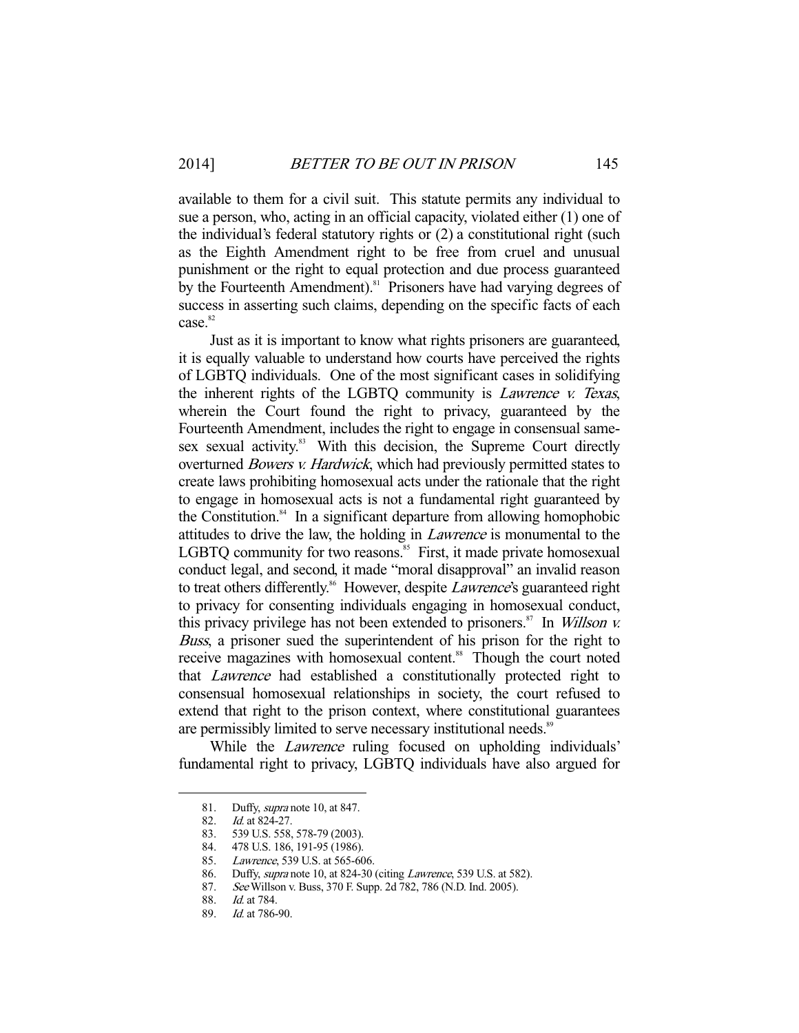available to them for a civil suit. This statute permits any individual to sue a person, who, acting in an official capacity, violated either (1) one of the individual's federal statutory rights or (2) a constitutional right (such as the Eighth Amendment right to be free from cruel and unusual punishment or the right to equal protection and due process guaranteed by the Fourteenth Amendment).[81] Prisoners have had varying degrees of success in asserting such claims, depending on the specific facts of each case.[82]

Just as it is important to know what rights prisoners are guaranteed, it is equally valuable to understand how courts have perceived the rights of LGBTQ individuals. One of the most significant cases in solidifying the inherent rights of the LGBTQ community is *Lawrence v. Texas*, wherein the Court found the right to privacy, guaranteed by the Fourteenth Amendment, includes the right to engage in consensual same-sex sexual activity.[83] With this decision, the Supreme Court directly overturned *Bowers v. Hardwick*, which had previously permitted states to create laws prohibiting homosexual acts under the rationale that the right to engage in homosexual acts is not a fundamental right guaranteed by the Constitution.[84] In a significant departure from allowing homophobic attitudes to drive the law, the holding in *Lawrence* is monumental to the LGBTQ community for two reasons.[85] First, it made private homosexual conduct legal, and second, it made "moral disapproval" an invalid reason to treat others differently.[86] However, despite *Lawrence*'s guaranteed right to privacy for consenting individuals engaging in homosexual conduct, this privacy privilege has not been extended to prisoners.[87] In *Willson v. Buss*, a prisoner sued the superintendent of his prison for the right to receive magazines with homosexual content.[88] Though the court noted that *Lawrence* had established a constitutionally protected right to consensual homosexual relationships in society, the court refused to extend that right to the prison context, where constitutional guarantees are permissibly limited to serve necessary institutional needs.[89]

While the *Lawrence* ruling focused on upholding individuals' fundamental right to privacy, LGBTQ individuals have also argued for

---

81. Duffy, *supra* note 10, at 847.
82. *Id.* at 824-27.
83. 539 U.S. 558, 578-79 (2003).
84. 478 U.S. 186, 191-95 (1986).
85. *Lawrence*, 539 U.S. at 565-606.
86. Duffy, *supra* note 10, at 824-30 (citing *Lawrence*, 539 U.S. at 582).
87. *See* Willson v. Buss, 370 F. Supp. 2d 782, 786 (N.D. Ind. 2005).
88. *Id.* at 784.
89. *Id.* at 786-90.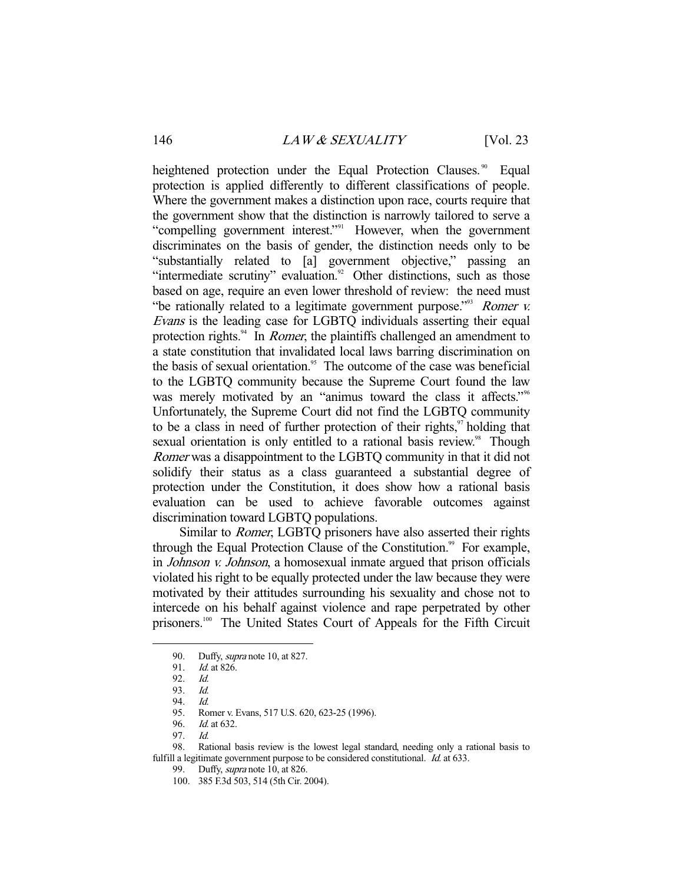heightened protection under the Equal Protection Clauses.[90] Equal protection is applied differently to different classifications of people. Where the government makes a distinction upon race, courts require that the government show that the distinction is narrowly tailored to serve a "compelling government interest."[91] However, when the government discriminates on the basis of gender, the distinction needs only to be "substantially related to [a] government objective," passing an "intermediate scrutiny" evaluation.[92] Other distinctions, such as those based on age, require an even lower threshold of review: the need must "be rationally related to a legitimate government purpose."[93] *Romer v. Evans* is the leading case for LGBTQ individuals asserting their equal protection rights.[94] In *Romer*, the plaintiffs challenged an amendment to a state constitution that invalidated local laws barring discrimination on the basis of sexual orientation.[95] The outcome of the case was beneficial to the LGBTQ community because the Supreme Court found the law was merely motivated by an "animus toward the class it affects."[96] Unfortunately, the Supreme Court did not find the LGBTQ community to be a class in need of further protection of their rights,[97] holding that sexual orientation is only entitled to a rational basis review.[98] Though *Romer* was a disappointment to the LGBTQ community in that it did not solidify their status as a class guaranteed a substantial degree of protection under the Constitution, it does show how a rational basis evaluation can be used to achieve favorable outcomes against discrimination toward LGBTQ populations.

Similar to *Romer*, LGBTQ prisoners have also asserted their rights through the Equal Protection Clause of the Constitution.[99] For example, in *Johnson v. Johnson*, a homosexual inmate argued that prison officials violated his right to be equally protected under the law because they were motivated by their attitudes surrounding his sexuality and chose not to intercede on his behalf against violence and rape perpetrated by other prisoners.[100] The United States Court of Appeals for the Fifth Circuit

---

90. Duffy, *supra* note 10, at 827.

91. *Id.* at 826.

92. *Id.*

93. *Id.*

94. *Id.*

95. Romer v. Evans, 517 U.S. 620, 623-25 (1996).

96. *Id.* at 632.

97. *Id.*

98. Rational basis review is the lowest legal standard, needing only a rational basis to fulfill a legitimate government purpose to be considered constitutional. *Id.* at 633.

99. Duffy, *supra* note 10, at 826.

100. 385 F.3d 503, 514 (5th Cir. 2004).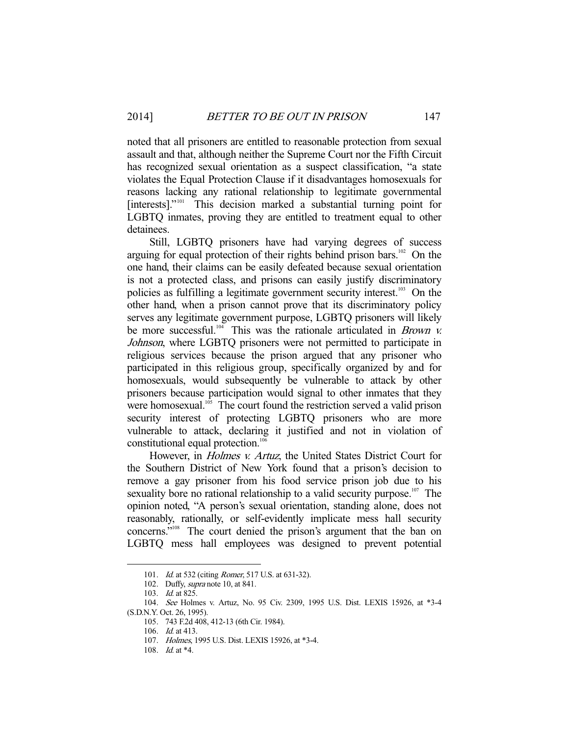noted that all prisoners are entitled to reasonable protection from sexual assault and that, although neither the Supreme Court nor the Fifth Circuit has recognized sexual orientation as a suspect classification, "a state violates the Equal Protection Clause if it disadvantages homosexuals for reasons lacking any rational relationship to legitimate governmental [interests]."[101] This decision marked a substantial turning point for LGBTQ inmates, proving they are entitled to treatment equal to other detainees.

Still, LGBTQ prisoners have had varying degrees of success arguing for equal protection of their rights behind prison bars.[102] On the one hand, their claims can be easily defeated because sexual orientation is not a protected class, and prisons can easily justify discriminatory policies as fulfilling a legitimate government security interest.[103] On the other hand, when a prison cannot prove that its discriminatory policy serves any legitimate government purpose, LGBTQ prisoners will likely be more successful.[104] This was the rationale articulated in *Brown v. Johnson*, where LGBTQ prisoners were not permitted to participate in religious services because the prison argued that any prisoner who participated in this religious group, specifically organized by and for homosexuals, would subsequently be vulnerable to attack by other prisoners because participation would signal to other inmates that they were homosexual.[105] The court found the restriction served a valid prison security interest of protecting LGBTQ prisoners who are more vulnerable to attack, declaring it justified and not in violation of constitutional equal protection.[106]

However, in *Holmes v. Artuz*, the United States District Court for the Southern District of New York found that a prison's decision to remove a gay prisoner from his food service prison job due to his sexuality bore no rational relationship to a valid security purpose.[107] The opinion noted, "A person's sexual orientation, standing alone, does not reasonably, rationally, or self-evidently implicate mess hall security concerns."[108] The court denied the prison's argument that the ban on LGBTQ mess hall employees was designed to prevent potential

---

101. *Id.* at 532 (citing *Romer*, 517 U.S. at 631-32).

102. Duffy, *supra* note 10, at 841.

103. *Id.* at 825.

104. *See* Holmes v. Artuz, No. 95 Civ. 2309, 1995 U.S. Dist. LEXIS 15926, at *3-4 (S.D.N.Y. Oct. 26, 1995).

105. 743 F.2d 408, 412-13 (6th Cir. 1984).

106. *Id.* at 413.

107. *Holmes*, 1995 U.S. Dist. LEXIS 15926, at *3-4.

108. *Id.* at *4.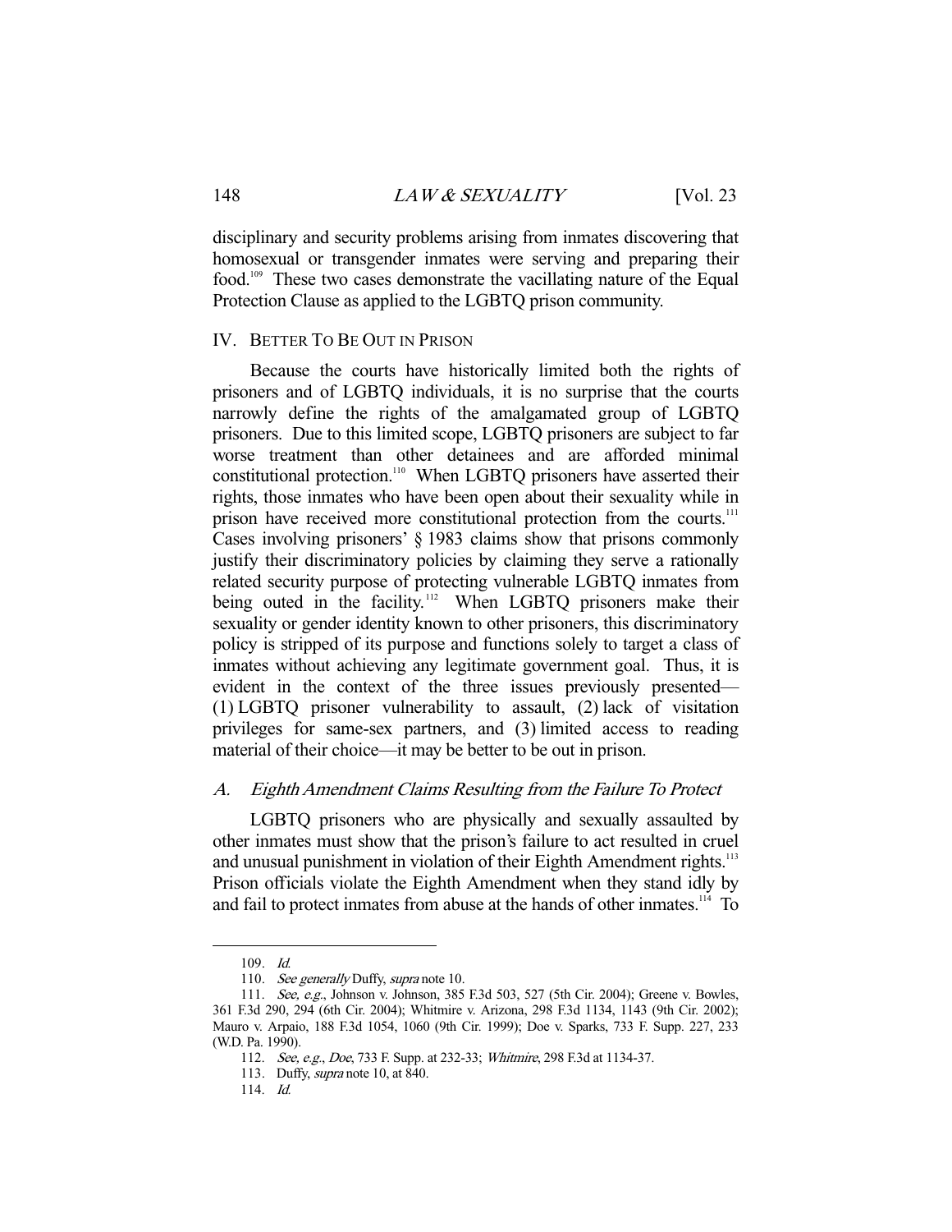disciplinary and security problems arising from inmates discovering that homosexual or transgender inmates were serving and preparing their food.[109] These two cases demonstrate the vacillating nature of the Equal Protection Clause as applied to the LGBTQ prison community.

## IV. Better To Be Out in Prison

Because the courts have historically limited both the rights of prisoners and of LGBTQ individuals, it is no surprise that the courts narrowly define the rights of the amalgamated group of LGBTQ prisoners. Due to this limited scope, LGBTQ prisoners are subject to far worse treatment than other detainees and are afforded minimal constitutional protection.[110] When LGBTQ prisoners have asserted their rights, those inmates who have been open about their sexuality while in prison have received more constitutional protection from the courts.[111] Cases involving prisoners' § 1983 claims show that prisons commonly justify their discriminatory policies by claiming they serve a rationally related security purpose of protecting vulnerable LGBTQ inmates from being outed in the facility.[112] When LGBTQ prisoners make their sexuality or gender identity known to other prisoners, this discriminatory policy is stripped of its purpose and functions solely to target a class of inmates without achieving any legitimate government goal. Thus, it is evident in the context of the three issues previously presented—(1) LGBTQ prisoner vulnerability to assault, (2) lack of visitation privileges for same-sex partners, and (3) limited access to reading material of their choice—it may be better to be out in prison.

### A. *Eighth Amendment Claims Resulting from the Failure To Protect*

LGBTQ prisoners who are physically and sexually assaulted by other inmates must show that the prison's failure to act resulted in cruel and unusual punishment in violation of their Eighth Amendment rights.[113] Prison officials violate the Eighth Amendment when they stand idly by and fail to protect inmates from abuse at the hands of other inmates.[114] To

---

109. *Id.*

110. *See generally* Duffy, *supra* note 10.

111. *See, e.g.*, Johnson v. Johnson, 385 F.3d 503, 527 (5th Cir. 2004); Greene v. Bowles, 361 F.3d 290, 294 (6th Cir. 2004); Whitmire v. Arizona, 298 F.3d 1134, 1143 (9th Cir. 2002); Mauro v. Arpaio, 188 F.3d 1054, 1060 (9th Cir. 1999); Doe v. Sparks, 733 F. Supp. 227, 233 (W.D. Pa. 1990).

112. *See, e.g.*, *Doe*, 733 F. Supp. at 232-33; *Whitmire*, 298 F.3d at 1134-37.

113. Duffy, *supra* note 10, at 840.

114. *Id.*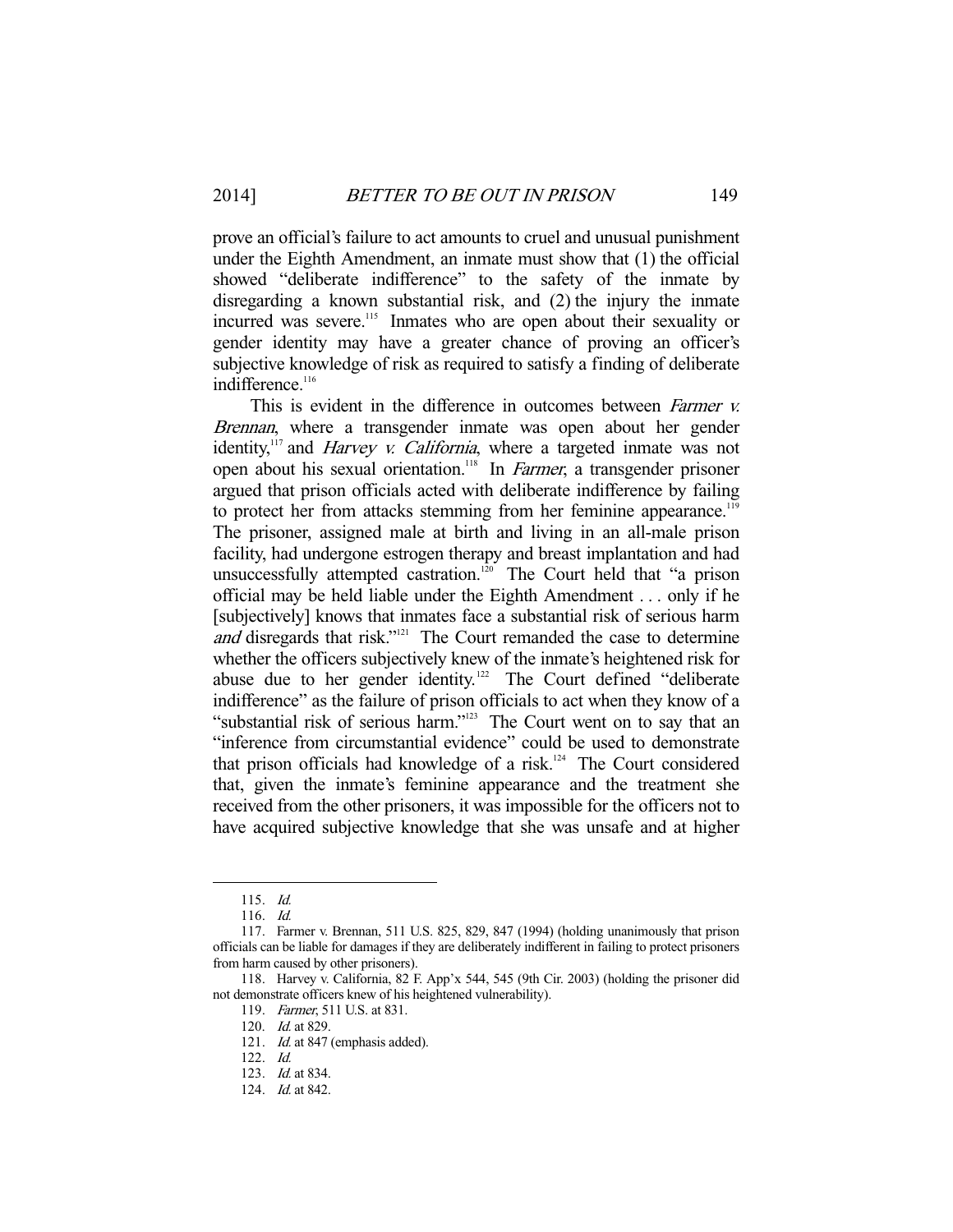prove an official's failure to act amounts to cruel and unusual punishment under the Eighth Amendment, an inmate must show that (1) the official showed "deliberate indifference" to the safety of the inmate by disregarding a known substantial risk, and (2) the injury the inmate incurred was severe.[115] Inmates who are open about their sexuality or gender identity may have a greater chance of proving an officer's subjective knowledge of risk as required to satisfy a finding of deliberate indifference.[116]

This is evident in the difference in outcomes between *Farmer v. Brennan*, where a transgender inmate was open about her gender identity,[117] and *Harvey v. California*, where a targeted inmate was not open about his sexual orientation.[118] In *Farmer*, a transgender prisoner argued that prison officials acted with deliberate indifference by failing to protect her from attacks stemming from her feminine appearance.[119] The prisoner, assigned male at birth and living in an all-male prison facility, had undergone estrogen therapy and breast implantation and had unsuccessfully attempted castration.[120] The Court held that "a prison official may be held liable under the Eighth Amendment . . . only if he [subjectively] knows that inmates face a substantial risk of serious harm *and* disregards that risk."[121] The Court remanded the case to determine whether the officers subjectively knew of the inmate's heightened risk for abuse due to her gender identity.[122] The Court defined "deliberate indifference" as the failure of prison officials to act when they know of a "substantial risk of serious harm."[123] The Court went on to say that an "inference from circumstantial evidence" could be used to demonstrate that prison officials had knowledge of a risk.[124] The Court considered that, given the inmate's feminine appearance and the treatment she received from the other prisoners, it was impossible for the officers not to have acquired subjective knowledge that she was unsafe and at higher

---

115. *Id.*

116. *Id.*

117. Farmer v. Brennan, 511 U.S. 825, 829, 847 (1994) (holding unanimously that prison officials can be liable for damages if they are deliberately indifferent in failing to protect prisoners from harm caused by other prisoners).

118. Harvey v. California, 82 F. App'x 544, 545 (9th Cir. 2003) (holding the prisoner did not demonstrate officers knew of his heightened vulnerability).

119. *Farmer*, 511 U.S. at 831.

120. *Id.* at 829.

121. *Id.* at 847 (emphasis added).

122. *Id.*

123. *Id.* at 834.

124. *Id.* at 842.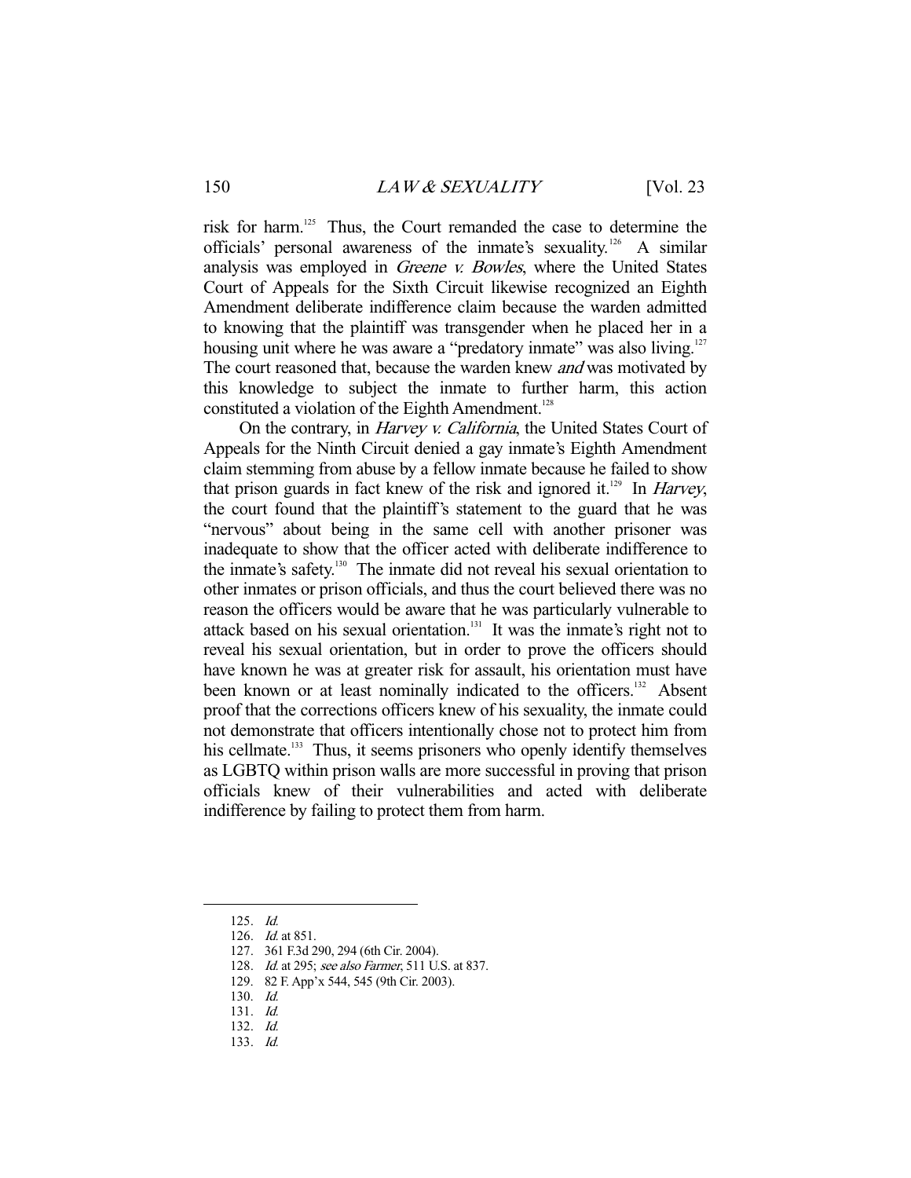risk for harm.[125] Thus, the Court remanded the case to determine the officials' personal awareness of the inmate's sexuality.[126] A similar analysis was employed in *Greene v. Bowles*, where the United States Court of Appeals for the Sixth Circuit likewise recognized an Eighth Amendment deliberate indifference claim because the warden admitted to knowing that the plaintiff was transgender when he placed her in a housing unit where he was aware a "predatory inmate" was also living.[127] The court reasoned that, because the warden knew *and* was motivated by this knowledge to subject the inmate to further harm, this action constituted a violation of the Eighth Amendment.[128]

On the contrary, in *Harvey v. California*, the United States Court of Appeals for the Ninth Circuit denied a gay inmate's Eighth Amendment claim stemming from abuse by a fellow inmate because he failed to show that prison guards in fact knew of the risk and ignored it.[129] In *Harvey*, the court found that the plaintiff's statement to the guard that he was "nervous" about being in the same cell with another prisoner was inadequate to show that the officer acted with deliberate indifference to the inmate's safety.[130] The inmate did not reveal his sexual orientation to other inmates or prison officials, and thus the court believed there was no reason the officers would be aware that he was particularly vulnerable to attack based on his sexual orientation.[131] It was the inmate's right not to reveal his sexual orientation, but in order to prove the officers should have known he was at greater risk for assault, his orientation must have been known or at least nominally indicated to the officers.[132] Absent proof that the corrections officers knew of his sexuality, the inmate could not demonstrate that officers intentionally chose not to protect him from his cellmate.[133] Thus, it seems prisoners who openly identify themselves as LGBTQ within prison walls are more successful in proving that prison officials knew of their vulnerabilities and acted with deliberate indifference by failing to protect them from harm.

---

125. *Id.*
126. *Id.* at 851.
127. 361 F.3d 290, 294 (6th Cir. 2004).
128. *Id.* at 295; *see also Farmer*, 511 U.S. at 837.
129. 82 F. App'x 544, 545 (9th Cir. 2003).
130. *Id.*
131. *Id.*
132. *Id.*
133. *Id.*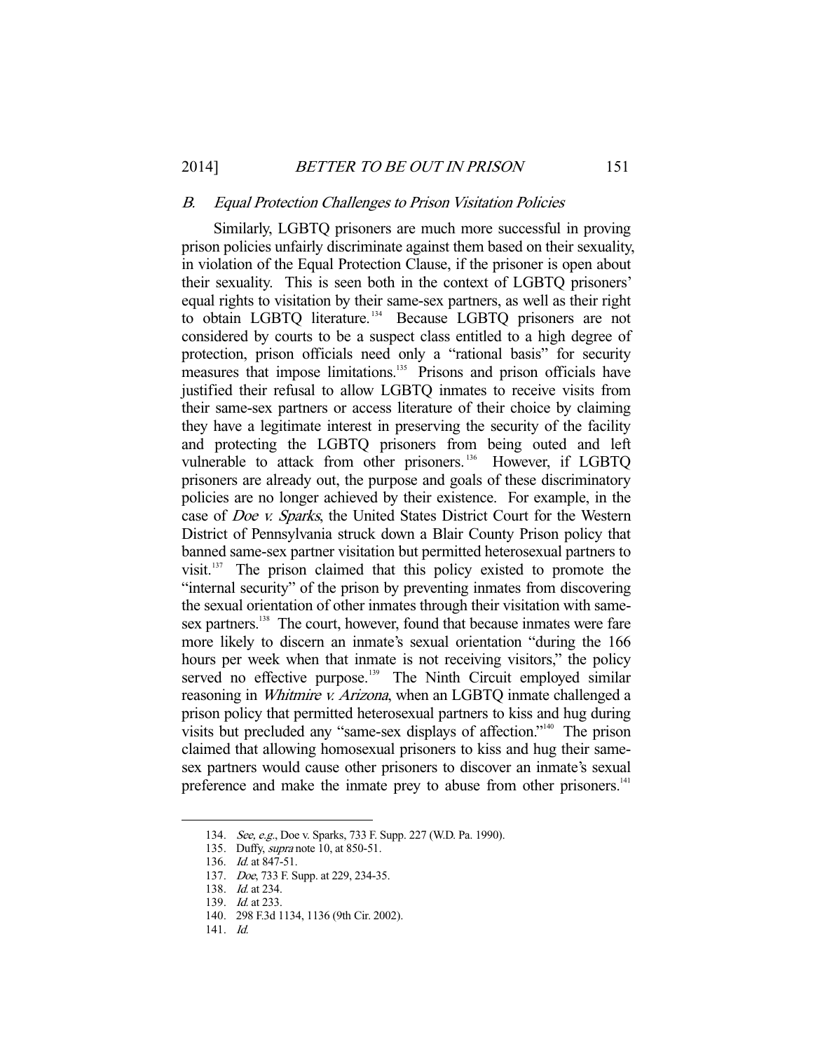### *B. Equal Protection Challenges to Prison Visitation Policies*

Similarly, LGBTQ prisoners are much more successful in proving prison policies unfairly discriminate against them based on their sexuality, in violation of the Equal Protection Clause, if the prisoner is open about their sexuality. This is seen both in the context of LGBTQ prisoners' equal rights to visitation by their same-sex partners, as well as their right to obtain LGBTQ literature.[134] Because LGBTQ prisoners are not considered by courts to be a suspect class entitled to a high degree of protection, prison officials need only a "rational basis" for security measures that impose limitations.[135] Prisons and prison officials have justified their refusal to allow LGBTQ inmates to receive visits from their same-sex partners or access literature of their choice by claiming they have a legitimate interest in preserving the security of the facility and protecting the LGBTQ prisoners from being outed and left vulnerable to attack from other prisoners.[136] However, if LGBTQ prisoners are already out, the purpose and goals of these discriminatory policies are no longer achieved by their existence. For example, in the case of *Doe v. Sparks*, the United States District Court for the Western District of Pennsylvania struck down a Blair County Prison policy that banned same-sex partner visitation but permitted heterosexual partners to visit.[137] The prison claimed that this policy existed to promote the "internal security" of the prison by preventing inmates from discovering the sexual orientation of other inmates through their visitation with same-sex partners.[138] The court, however, found that because inmates were fare more likely to discern an inmate's sexual orientation "during the 166 hours per week when that inmate is not receiving visitors," the policy served no effective purpose.[139] The Ninth Circuit employed similar reasoning in *Whitmire v. Arizona*, when an LGBTQ inmate challenged a prison policy that permitted heterosexual partners to kiss and hug during visits but precluded any "same-sex displays of affection."[140] The prison claimed that allowing homosexual prisoners to kiss and hug their same-sex partners would cause other prisoners to discover an inmate's sexual preference and make the inmate prey to abuse from other prisoners.[141]

---

134. *See, e.g.*, Doe v. Sparks, 733 F. Supp. 227 (W.D. Pa. 1990).
135. Duffy, *supra* note 10, at 850-51.
136. *Id.* at 847-51.
137. *Doe*, 733 F. Supp. at 229, 234-35.
138. *Id.* at 234.
139. *Id.* at 233.
140. 298 F.3d 1134, 1136 (9th Cir. 2002).
141. *Id.*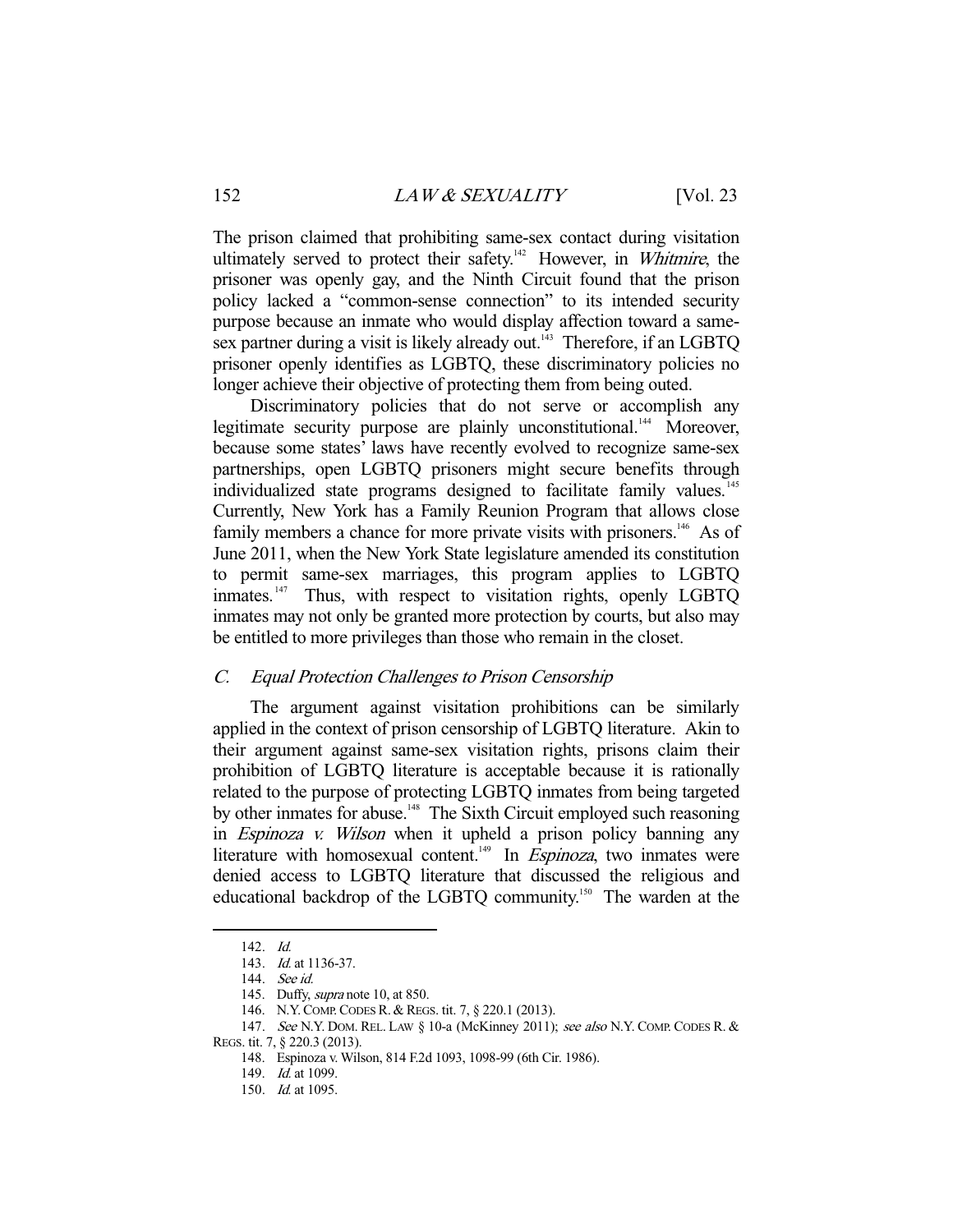The prison claimed that prohibiting same-sex contact during visitation ultimately served to protect their safety.[142] However, in *Whitmire*, the prisoner was openly gay, and the Ninth Circuit found that the prison policy lacked a "common-sense connection" to its intended security purpose because an inmate who would display affection toward a same-sex partner during a visit is likely already out.[143] Therefore, if an LGBTQ prisoner openly identifies as LGBTQ, these discriminatory policies no longer achieve their objective of protecting them from being outed.

Discriminatory policies that do not serve or accomplish any legitimate security purpose are plainly unconstitutional.[144] Moreover, because some states' laws have recently evolved to recognize same-sex partnerships, open LGBTQ prisoners might secure benefits through individualized state programs designed to facilitate family values.[145] Currently, New York has a Family Reunion Program that allows close family members a chance for more private visits with prisoners.[146] As of June 2011, when the New York State legislature amended its constitution to permit same-sex marriages, this program applies to LGBTQ inmates.[147] Thus, with respect to visitation rights, openly LGBTQ inmates may not only be granted more protection by courts, but also may be entitled to more privileges than those who remain in the closet.

### *C. Equal Protection Challenges to Prison Censorship*

The argument against visitation prohibitions can be similarly applied in the context of prison censorship of LGBTQ literature. Akin to their argument against same-sex visitation rights, prisons claim their prohibition of LGBTQ literature is acceptable because it is rationally related to the purpose of protecting LGBTQ inmates from being targeted by other inmates for abuse.[148] The Sixth Circuit employed such reasoning in *Espinoza v. Wilson* when it upheld a prison policy banning any literature with homosexual content.[149] In *Espinoza*, two inmates were denied access to LGBTQ literature that discussed the religious and educational backdrop of the LGBTQ community.[150] The warden at the

---

142. *Id.*

143. *Id.* at 1136-37.

144. *See id.*

145. Duffy, *supra* note 10, at 850.

146. N.Y. COMP. CODES R. & REGS. tit. 7, § 220.1 (2013).

147. *See* N.Y. DOM. REL. LAW § 10-a (McKinney 2011); *see also* N.Y. COMP. CODES R. & REGS. tit. 7, § 220.3 (2013).

148. Espinoza v. Wilson, 814 F.2d 1093, 1098-99 (6th Cir. 1986).

149. *Id.* at 1099.

150. *Id.* at 1095.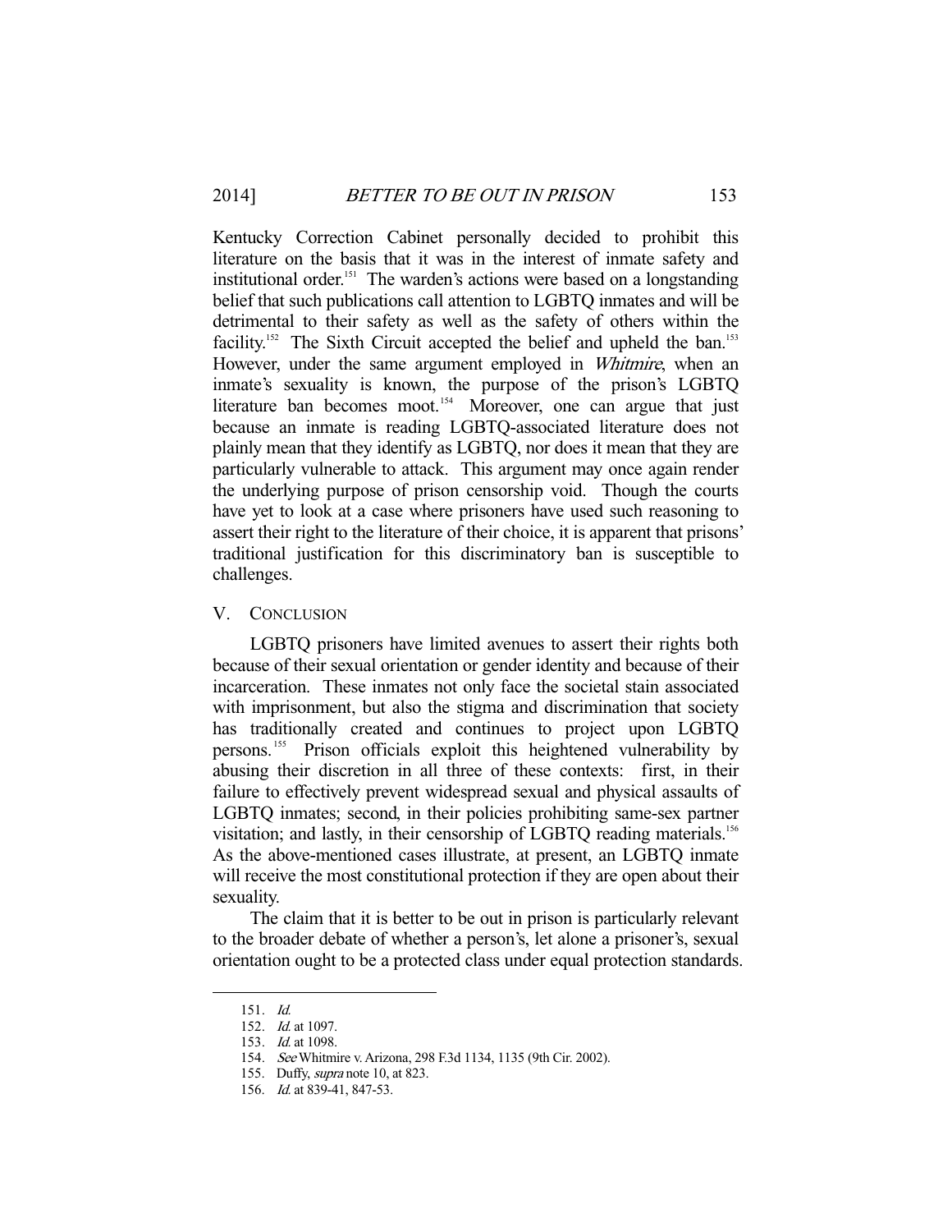Kentucky Correction Cabinet personally decided to prohibit this literature on the basis that it was in the interest of inmate safety and institutional order.[151] The warden's actions were based on a longstanding belief that such publications call attention to LGBTQ inmates and will be detrimental to their safety as well as the safety of others within the facility.[152] The Sixth Circuit accepted the belief and upheld the ban.[153] However, under the same argument employed in *Whitmire*, when an inmate's sexuality is known, the purpose of the prison's LGBTQ literature ban becomes moot.[154] Moreover, one can argue that just because an inmate is reading LGBTQ-associated literature does not plainly mean that they identify as LGBTQ, nor does it mean that they are particularly vulnerable to attack. This argument may once again render the underlying purpose of prison censorship void. Though the courts have yet to look at a case where prisoners have used such reasoning to assert their right to the literature of their choice, it is apparent that prisons' traditional justification for this discriminatory ban is susceptible to challenges.

## V. CONCLUSION

LGBTQ prisoners have limited avenues to assert their rights both because of their sexual orientation or gender identity and because of their incarceration. These inmates not only face the societal stain associated with imprisonment, but also the stigma and discrimination that society has traditionally created and continues to project upon LGBTQ persons.[155] Prison officials exploit this heightened vulnerability by abusing their discretion in all three of these contexts: first, in their failure to effectively prevent widespread sexual and physical assaults of LGBTQ inmates; second, in their policies prohibiting same-sex partner visitation; and lastly, in their censorship of LGBTQ reading materials.[156] As the above-mentioned cases illustrate, at present, an LGBTQ inmate will receive the most constitutional protection if they are open about their sexuality.

The claim that it is better to be out in prison is particularly relevant to the broader debate of whether a person's, let alone a prisoner's, sexual orientation ought to be a protected class under equal protection standards.

---

151. *Id.*
152. *Id.* at 1097.
153. *Id.* at 1098.
154. *See* Whitmire v. Arizona, 298 F.3d 1134, 1135 (9th Cir. 2002).
155. Duffy, *supra* note 10, at 823.
156. *Id.* at 839-41, 847-53.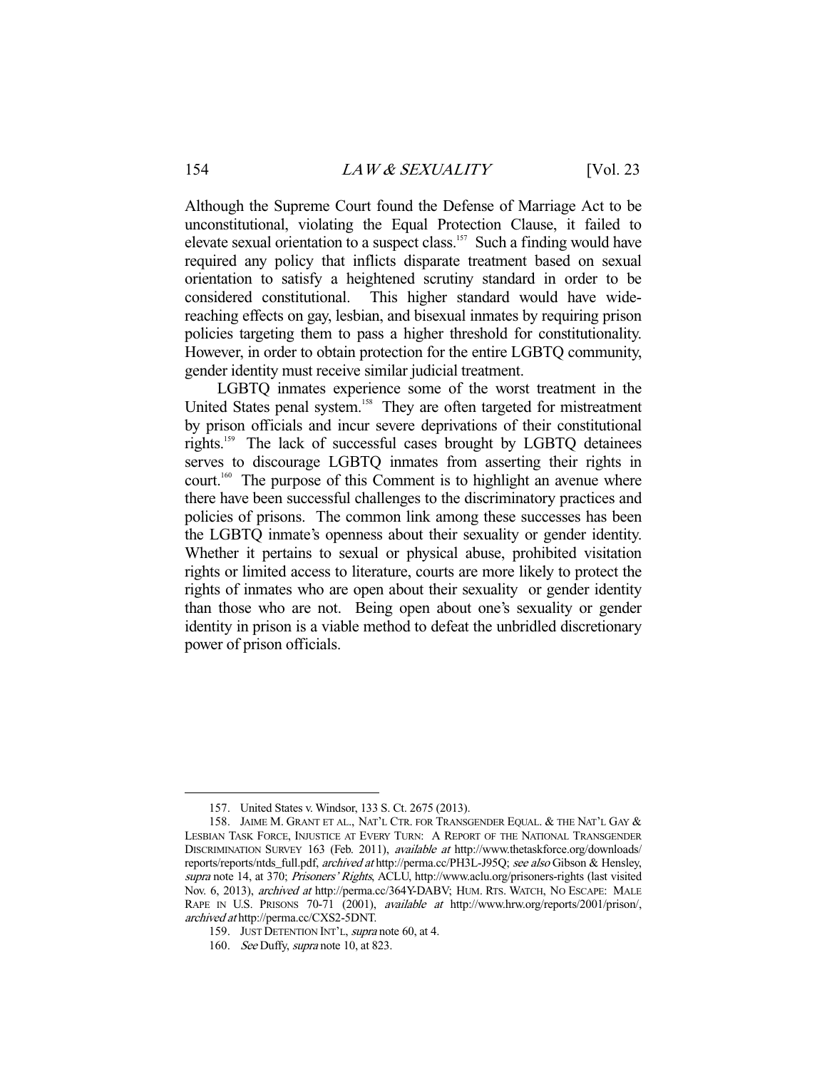Although the Supreme Court found the Defense of Marriage Act to be unconstitutional, violating the Equal Protection Clause, it failed to elevate sexual orientation to a suspect class.[157] Such a finding would have required any policy that inflicts disparate treatment based on sexual orientation to satisfy a heightened scrutiny standard in order to be considered constitutional. This higher standard would have wide-reaching effects on gay, lesbian, and bisexual inmates by requiring prison policies targeting them to pass a higher threshold for constitutionality. However, in order to obtain protection for the entire LGBTQ community, gender identity must receive similar judicial treatment.

LGBTQ inmates experience some of the worst treatment in the United States penal system.[158] They are often targeted for mistreatment by prison officials and incur severe deprivations of their constitutional rights.[159] The lack of successful cases brought by LGBTQ detainees serves to discourage LGBTQ inmates from asserting their rights in court.[160] The purpose of this Comment is to highlight an avenue where there have been successful challenges to the discriminatory practices and policies of prisons. The common link among these successes has been the LGBTQ inmate's openness about their sexuality or gender identity. Whether it pertains to sexual or physical abuse, prohibited visitation rights or limited access to literature, courts are more likely to protect the rights of inmates who are open about their sexuality or gender identity than those who are not. Being open about one's sexuality or gender identity in prison is a viable method to defeat the unbridled discretionary power of prison officials.

---

157. United States v. Windsor, 133 S. Ct. 2675 (2013).

158. JAIME M. GRANT ET AL., NAT'L CTR. FOR TRANSGENDER EQUAL. & THE NAT'L GAY & LESBIAN TASK FORCE, INJUSTICE AT EVERY TURN: A REPORT OF THE NATIONAL TRANSGENDER DISCRIMINATION SURVEY 163 (Feb. 2011), *available at* http://www.thetaskforce.org/downloads/reports/reports/ntds_full.pdf, *archived at* http://perma.cc/PH3L-J95Q; *see also* Gibson & Hensley, *supra* note 14, at 370; *Prisoners' Rights*, ACLU, http://www.aclu.org/prisoners-rights (last visited Nov. 6, 2013), *archived at* http://perma.cc/364Y-DABV; HUM. RTS. WATCH, NO ESCAPE: MALE RAPE IN U.S. PRISONS 70-71 (2001), *available at* http://www.hrw.org/reports/2001/prison/, *archived at* http://perma.cc/CXS2-5DNT.

159. JUST DETENTION INT'L, *supra* note 60, at 4.

160. *See* Duffy, *supra* note 10, at 823.